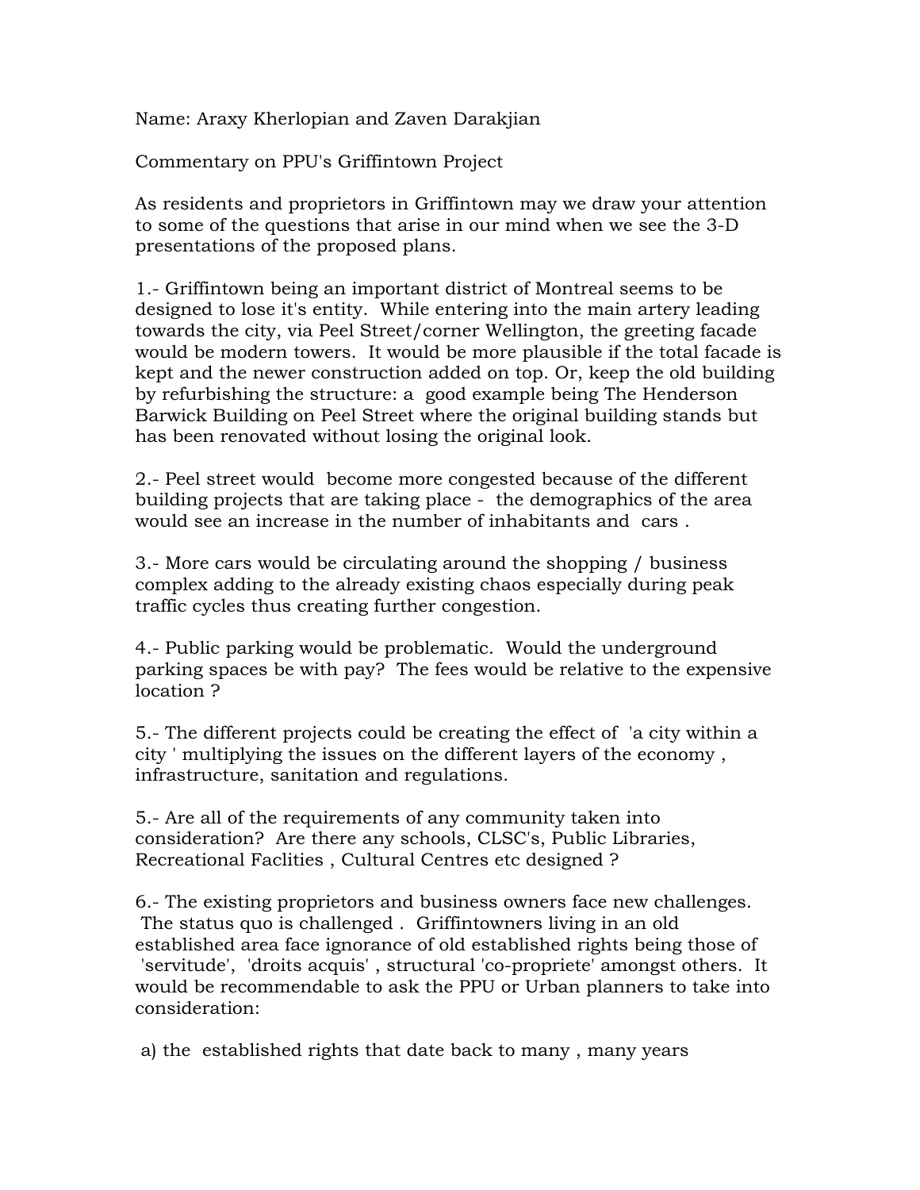Name: Araxy Kherlopian and Zaven Darakjian

Commentary on PPU's Griffintown Project

As residents and proprietors in Griffintown may we draw your attention to some of the questions that arise in our mind when we see the 3-D presentations of the proposed plans.

1.- Griffintown being an important district of Montreal seems to be designed to lose it's entity. While entering into the main artery leading towards the city, via Peel Street/corner Wellington, the greeting facade would be modern towers. It would be more plausible if the total facade is kept and the newer construction added on top. Or, keep the old building by refurbishing the structure: a good example being The Henderson Barwick Building on Peel Street where the original building stands but has been renovated without losing the original look.

2.- Peel street would become more congested because of the different building projects that are taking place - the demographics of the area would see an increase in the number of inhabitants and cars .

3.- More cars would be circulating around the shopping / business complex adding to the already existing chaos especially during peak traffic cycles thus creating further congestion.

4.- Public parking would be problematic. Would the underground parking spaces be with pay? The fees would be relative to the expensive location ?

5.- The different projects could be creating the effect of 'a city within a city ' multiplying the issues on the different layers of the economy , infrastructure, sanitation and regulations.

5.- Are all of the requirements of any community taken into consideration? Are there any schools, CLSC's, Public Libraries, Recreational Faclities , Cultural Centres etc designed ?

6.- The existing proprietors and business owners face new challenges. The status quo is challenged . Griffintowners living in an old established area face ignorance of old established rights being those of 'servitude', 'droits acquis' , structural 'co-propriete' amongst others. It would be recommendable to ask the PPU or Urban planners to take into consideration:

a) the established rights that date back to many , many years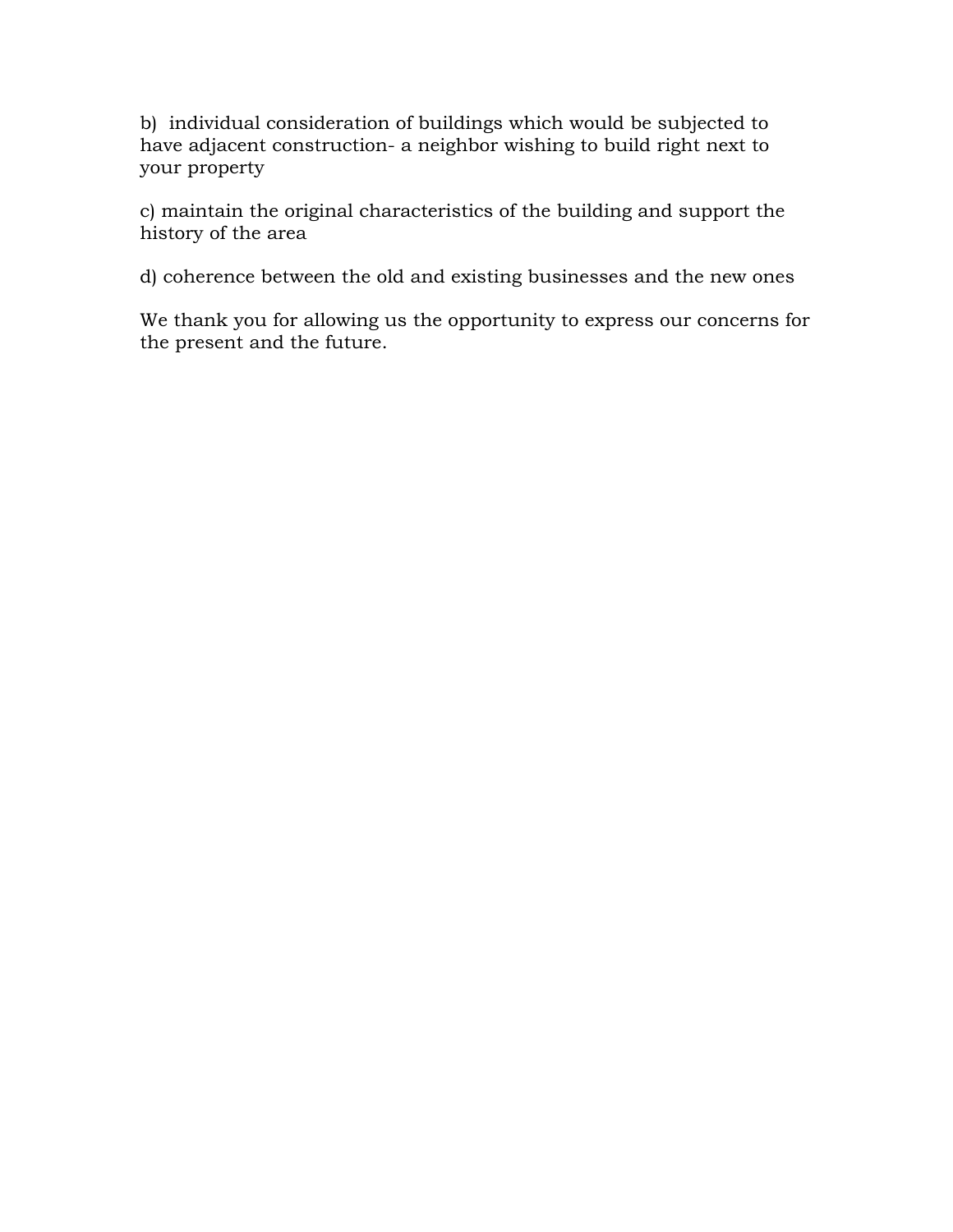b) individual consideration of buildings which would be subjected to have adjacent construction- a neighbor wishing to build right next to your property

c) maintain the original characteristics of the building and support the history of the area

d) coherence between the old and existing businesses and the new ones

We thank you for allowing us the opportunity to express our concerns for the present and the future.